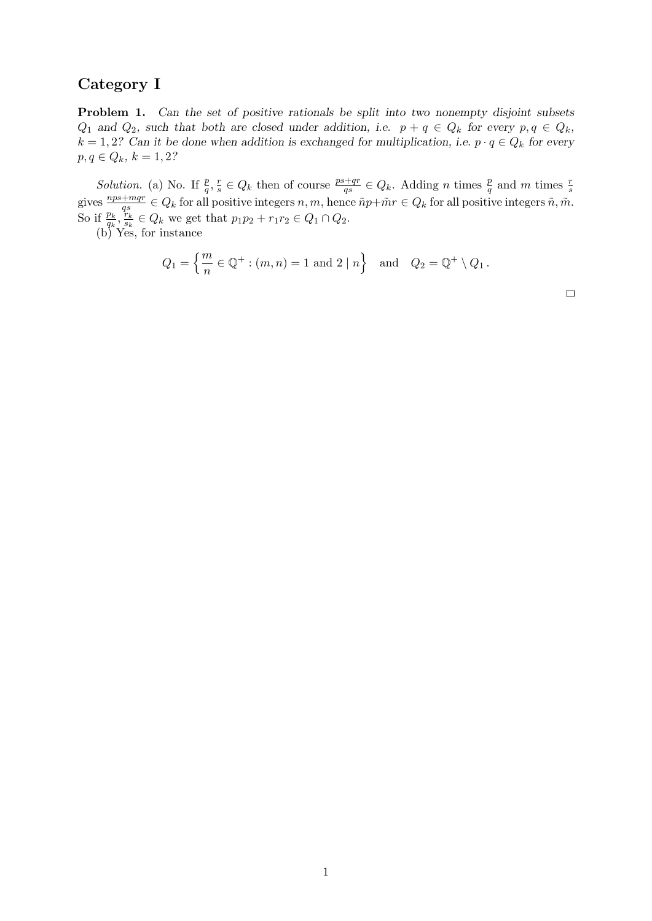# Category I

**Problem 1.** *Can the set of positive rationals be split into two nonempty disjoint subsets $Q_1$ and $Q_2$, such that both are closed under addition, i.e. $p + q \in Q_k$ for every $p, q \in Q_k$, $k = 1, 2$? Can it be done when addition is exchanged for multiplication, i.e. $p \cdot q \in Q_k$ for every $p, q \in Q_k$, $k = 1, 2$?*

*Solution.* (a) No. If $\frac{p}{q}, \frac{r}{s} \in Q_k$ then of course $\frac{ps+qr}{qs} \in Q_k$. Adding $n$ times $\frac{p}{q}$ and $m$ times $\frac{r}{s}$ gives $\frac{nps+mqr}{qs} \in Q_k$ for all positive integers $n, m$, hence $\tilde{n}p + \tilde{m}r \in Q_k$ for all positive integers $\tilde{n}, \tilde{m}$. So if $\frac{p_k}{q_k}, \frac{r_k}{s_k} \in Q_k$ we get that $p_1p_2 + r_1r_2 \in Q_1 \cap Q_2$.

(b) Yes, for instance

$$Q_1 = \left\{ \frac{m}{n} \in \mathbb{Q}^+ : (m, n) = 1 \text{ and } 2 \mid n \right\} \quad \text{and} \quad Q_2 = \mathbb{Q}^+ \setminus Q_1 .$$

$\square$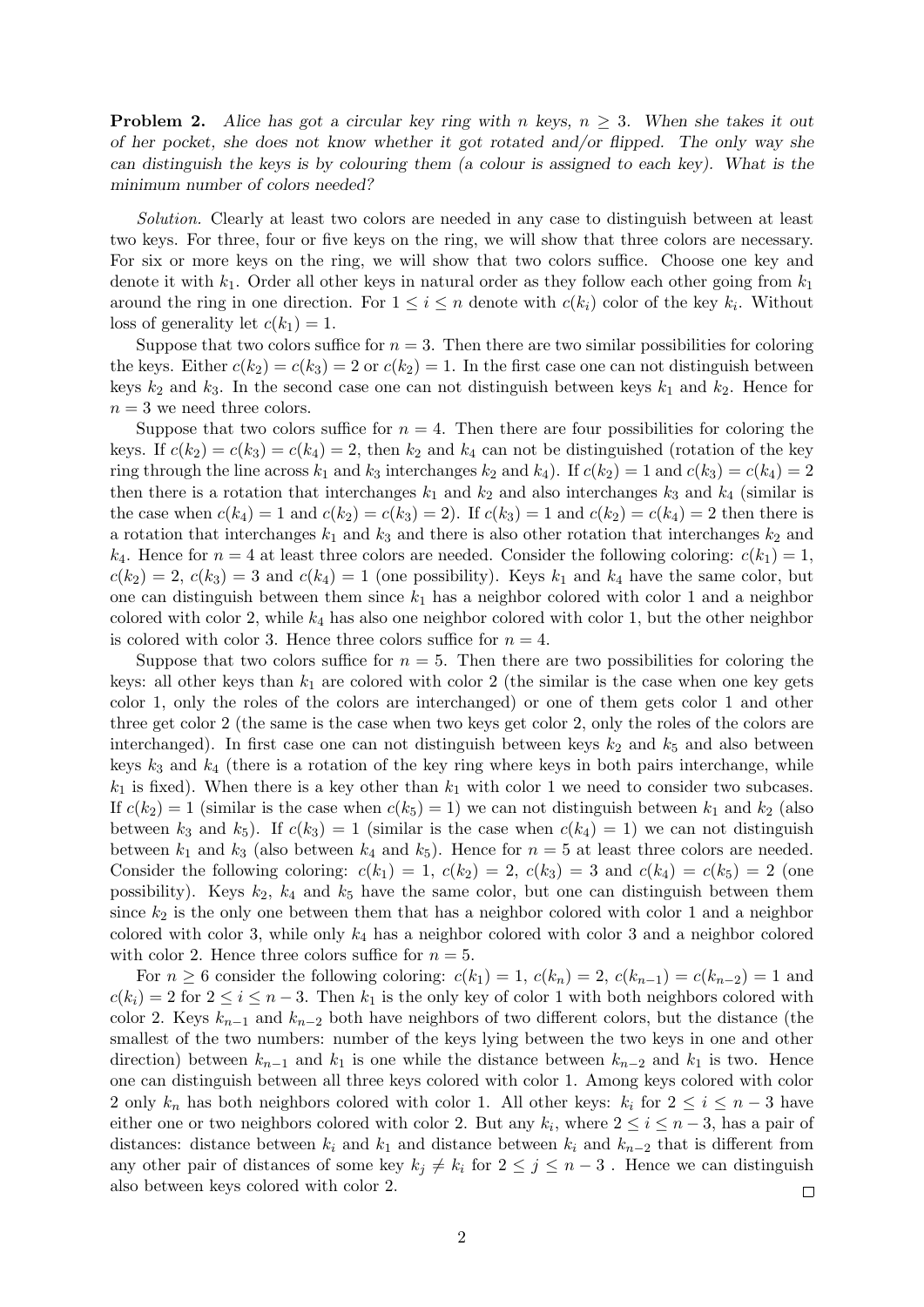**Problem 2.** *Alice has got a circular key ring with $n$ keys, $n \geq 3$. When she takes it out of her pocket, she does not know whether it got rotated and/or flipped. The only way she can distinguish the keys is by colouring them (a colour is assigned to each key). What is the minimum number of colors needed?*

*Solution.* Clearly at least two colors are needed in any case to distinguish between at least two keys. For three, four or five keys on the ring, we will show that three colors are necessary. For six or more keys on the ring, we will show that two colors suffice. Choose one key and denote it with $k_1$. Order all other keys in natural order as they follow each other going from $k_1$ around the ring in one direction. For $1 \leq i \leq n$ denote with $c(k_i)$ color of the key $k_i$. Without loss of generality let $c(k_1) = 1$.

Suppose that two colors suffice for $n = 3$. Then there are two similar possibilities for coloring the keys. Either $c(k_2) = c(k_3) = 2$ or $c(k_2) = 1$. In the first case one can not distinguish between keys $k_2$ and $k_3$. In the second case one can not distinguish between keys $k_1$ and $k_2$. Hence for $n = 3$ we need three colors.

Suppose that two colors suffice for $n = 4$. Then there are four possibilities for coloring the keys. If $c(k_2) = c(k_3) = c(k_4) = 2$, then $k_2$ and $k_4$ can not be distinguished (rotation of the key ring through the line across $k_1$ and $k_3$ interchanges $k_2$ and $k_4$). If $c(k_2) = 1$ and $c(k_3) = c(k_4) = 2$ then there is a rotation that interchanges $k_1$ and $k_2$ and also interchanges $k_3$ and $k_4$ (similar is the case when $c(k_4) = 1$ and $c(k_2) = c(k_3) = 2$). If $c(k_3) = 1$ and $c(k_2) = c(k_4) = 2$ then there is a rotation that interchanges $k_1$ and $k_3$ and there is also other rotation that interchanges $k_2$ and $k_4$. Hence for $n = 4$ at least three colors are needed. Consider the following coloring: $c(k_1) = 1$, $c(k_2) = 2$, $c(k_3) = 3$ and $c(k_4) = 1$ (one possibility). Keys $k_1$ and $k_4$ have the same color, but one can distinguish between them since $k_1$ has a neighbor colored with color 1 and a neighbor colored with color 2, while $k_4$ has also one neighbor colored with color 1, but the other neighbor is colored with color 3. Hence three colors suffice for $n = 4$.

Suppose that two colors suffice for $n = 5$. Then there are two possibilities for coloring the keys: all other keys than $k_1$ are colored with color 2 (the similar is the case when one key gets color 1, only the roles of the colors are interchanged) or one of them gets color 1 and other three get color 2 (the same is the case when two keys get color 2, only the roles of the colors are interchanged). In first case one can not distinguish between keys $k_2$ and $k_5$ and also between keys $k_3$ and $k_4$ (there is a rotation of the key ring where keys in both pairs interchange, while $k_1$ is fixed). When there is a key other than $k_1$ with color 1 we need to consider two subcases. If $c(k_2) = 1$ (similar is the case when $c(k_5) = 1$) we can not distinguish between $k_1$ and $k_2$ (also between $k_3$ and $k_5$). If $c(k_3) = 1$ (similar is the case when $c(k_4) = 1$) we can not distinguish between $k_1$ and $k_3$ (also between $k_4$ and $k_5$). Hence for $n = 5$ at least three colors are needed. Consider the following coloring: $c(k_1) = 1$, $c(k_2) = 2$, $c(k_3) = 3$ and $c(k_4) = c(k_5) = 2$ (one possibility). Keys $k_2$, $k_4$ and $k_5$ have the same color, but one can distinguish between them since $k_2$ is the only one between them that has a neighbor colored with color 1 and a neighbor colored with color 3, while only $k_4$ has a neighbor colored with color 3 and a neighbor colored with color 2. Hence three colors suffice for $n = 5$.

For $n \geq 6$ consider the following coloring: $c(k_1) = 1$, $c(k_n) = 2$, $c(k_{n-1}) = c(k_{n-2}) = 1$ and $c(k_i) = 2$ for $2 \leq i \leq n-3$. Then $k_1$ is the only key of color 1 with both neighbors colored with color 2. Keys $k_{n-1}$ and $k_{n-2}$ both have neighbors of two different colors, but the distance (the smallest of the two numbers: number of the keys lying between the two keys in one and other direction) between $k_{n-1}$ and $k_1$ is one while the distance between $k_{n-2}$ and $k_1$ is two. Hence one can distinguish between all three keys colored with color 1. Among keys colored with color 2 only $k_n$ has both neighbors colored with color 1. All other keys: $k_i$ for $2 \leq i \leq n-3$ have either one or two neighbors colored with color 2. But any $k_i$, where $2 \leq i \leq n-3$, has a pair of distances: distance between $k_i$ and $k_1$ and distance between $k_i$ and $k_{n-2}$ that is different from any other pair of distances of some key $k_j \neq k_i$ for $2 \leq j \leq n-3$ . Hence we can distinguish also between keys colored with color 2. $\square$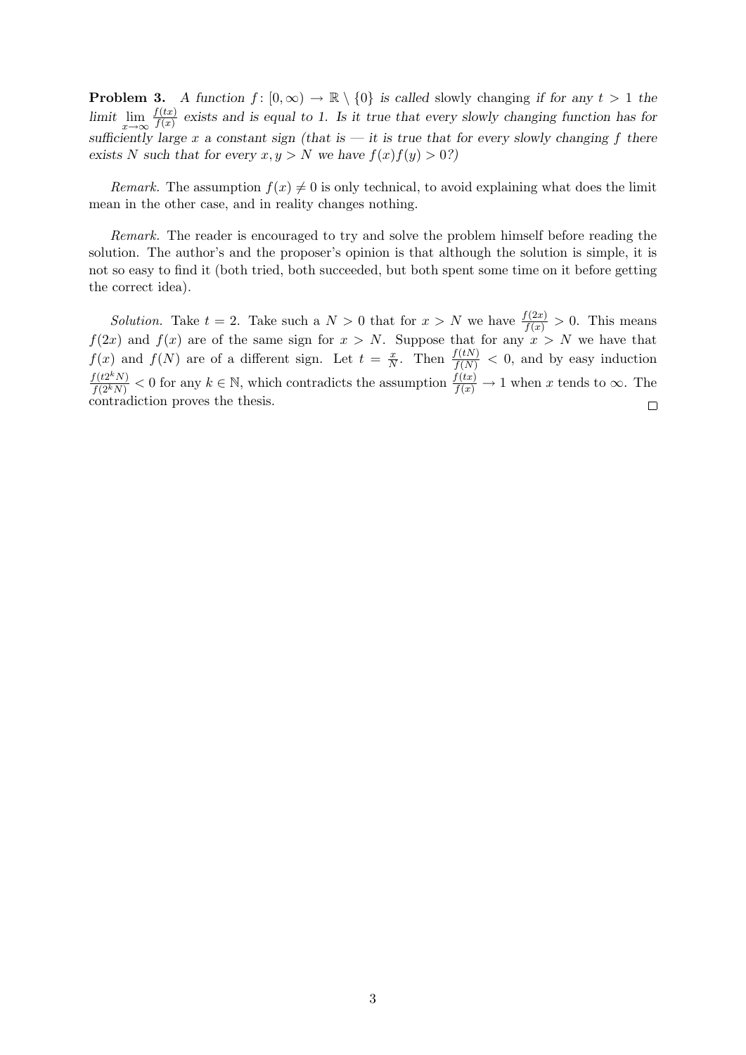**Problem 3.** *A function $f\colon [0,\infty) \to \mathbb{R}\setminus\{0\}$ is called* slowly changing *if for any $t > 1$ the limit $\lim_{x\to\infty} \frac{f(tx)}{f(x)}$ exists and is equal to 1. Is it true that every slowly changing function has for sufficiently large $x$ a constant sign (that is — it is true that for every slowly changing $f$ there exists $N$ such that for every $x, y > N$ we have $f(x)f(y) > 0$?)*

*Remark.* The assumption $f(x) \neq 0$ is only technical, to avoid explaining what does the limit mean in the other case, and in reality changes nothing.

*Remark.* The reader is encouraged to try and solve the problem himself before reading the solution. The author's and the proposer's opinion is that although the solution is simple, it is not so easy to find it (both tried, both succeeded, but both spent some time on it before getting the correct idea).

*Solution.* Take $t = 2$. Take such a $N > 0$ that for $x > N$ we have $\frac{f(2x)}{f(x)} > 0$. This means $f(2x)$ and $f(x)$ are of the same sign for $x > N$. Suppose that for any $x > N$ we have that $f(x)$ and $f(N)$ are of a different sign. Let $t = \frac{x}{N}$. Then $\frac{f(tN)}{f(N)} < 0$, and by easy induction $\frac{f(t2^kN)}{f(2^kN)} < 0$ for any $k \in \mathbb{N}$, which contradicts the assumption $\frac{f(tx)}{f(x)} \to 1$ when $x$ tends to $\infty$. The contradiction proves the thesis. $\square$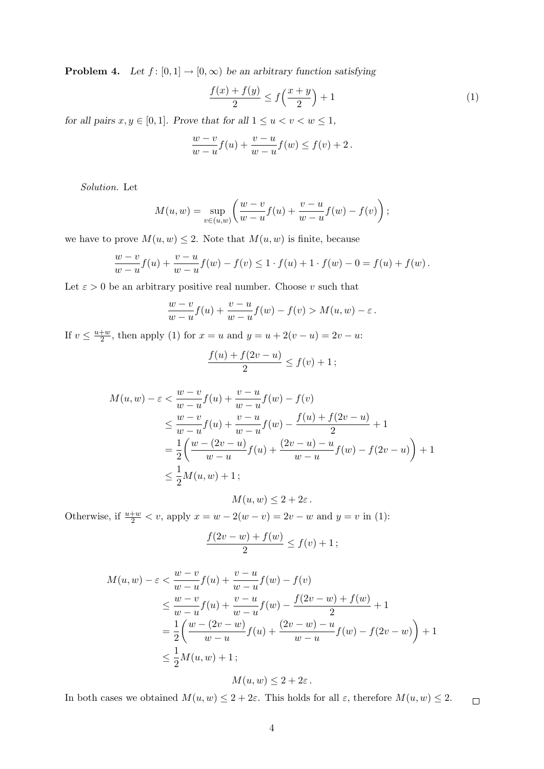**Problem 4.** *Let $f\colon [0,1] \to [0,\infty)$ be an arbitrary function satisfying*

$$\frac{f(x)+f(y)}{2} \le f\Big(\frac{x+y}{2}\Big) + 1 \tag{1}$$

*for all pairs $x, y \in [0,1]$. Prove that for all $1 \le u < v < w \le 1$,*

$$\frac{w-v}{w-u} f(u) + \frac{v-u}{w-u} f(w) \le f(v) + 2\,.$$

*Solution.* Let

$$M(u,w) = \sup_{v \in (u,w)} \bigg( \frac{w-v}{w-u} f(u) + \frac{v-u}{w-u} f(w) - f(v) \bigg)\,;$$

we have to prove $M(u,w) \le 2$. Note that $M(u,w)$ is finite, because

$$\frac{w-v}{w-u} f(u) + \frac{v-u}{w-u} f(w) - f(v) \le 1 \cdot f(u) + 1 \cdot f(w) - 0 = f(u) + f(w)\,.$$

Let $\varepsilon > 0$ be an arbitrary positive real number. Choose $v$ such that

$$\frac{w-v}{w-u} f(u) + \frac{v-u}{w-u} f(w) - f(v) > M(u,w) - \varepsilon\,.$$

If $v \le \frac{u+w}{2}$, then apply (1) for $x = u$ and $y = u + 2(v-u) = 2v - u$:

$$\frac{f(u) + f(2v-u)}{2} \le f(v) + 1\,;$$

$$\begin{aligned}
M(u,w) - \varepsilon &< \frac{w-v}{w-u} f(u) + \frac{v-u}{w-u} f(w) - f(v) \\
&\le \frac{w-v}{w-u} f(u) + \frac{v-u}{w-u} f(w) - \frac{f(u) + f(2v-u)}{2} + 1 \\
&= \frac{1}{2} \bigg( \frac{w - (2v-u)}{w-u} f(u) + \frac{(2v-u) - u}{w-u} f(w) - f(2v-u) \bigg) + 1 \\
&\le \frac{1}{2} M(u,w) + 1\,;
\end{aligned}$$

$$M(u,w) \le 2 + 2\varepsilon\,.$$

Otherwise, if $\frac{u+w}{2} < v$, apply $x = w - 2(w-v) = 2v - w$ and $y = v$ in (1):

$$\frac{f(2v-w) + f(w)}{2} \le f(v) + 1\,;$$

$$\begin{aligned}
M(u,w) - \varepsilon &< \frac{w-v}{w-u} f(u) + \frac{v-u}{w-u} f(w) - f(v) \\
&\le \frac{w-v}{w-u} f(u) + \frac{v-u}{w-u} f(w) - \frac{f(2v-w) + f(w)}{2} + 1 \\
&= \frac{1}{2} \bigg( \frac{w - (2v-w)}{w-u} f(u) + \frac{(2v-w) - u}{w-u} f(w) - f(2v-w) \bigg) + 1 \\
&\le \frac{1}{2} M(u,w) + 1\,;
\end{aligned}$$

$$M(u,w) \le 2 + 2\varepsilon\,.$$

In both cases we obtained $M(u,w) \le 2 + 2\varepsilon$. This holds for all $\varepsilon$, therefore $M(u,w) \le 2$. □